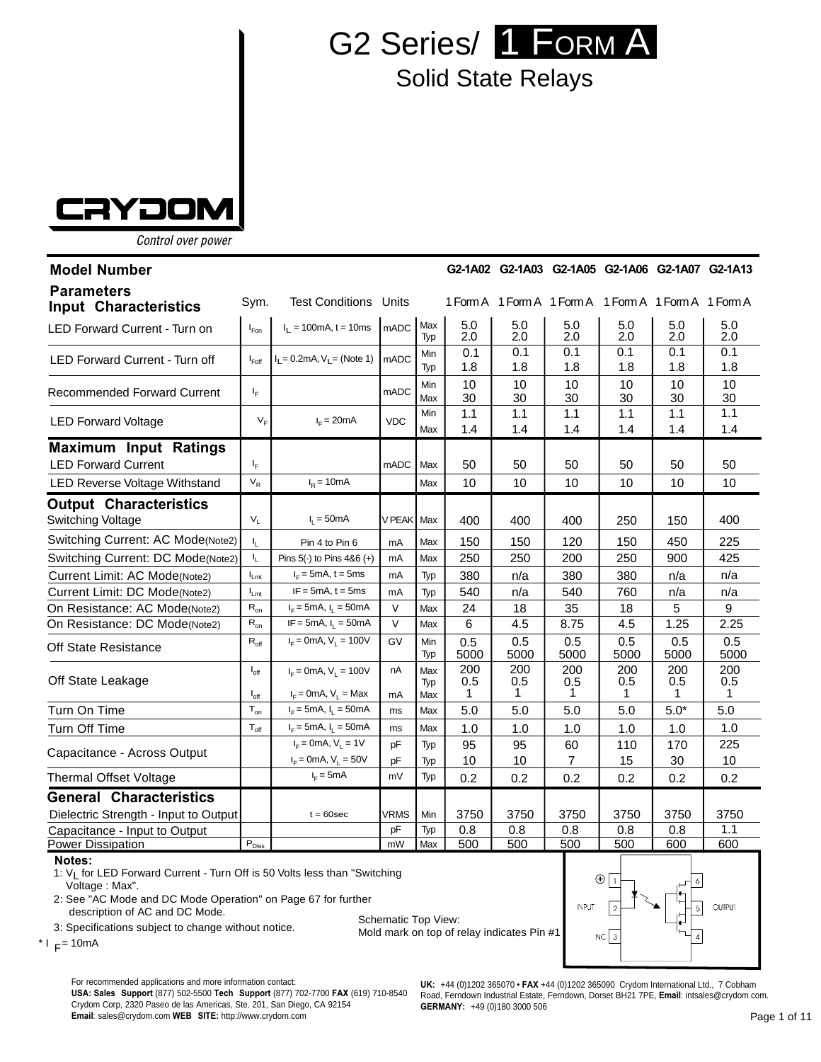# G2 Series/ 1 Form A

## Solid State Relays

CRYDOM

*Control over power*

| Model Number | | | | | G2-1A02 | G2-1A03 | G2-1A05 | G2-1A06 | G2-1A07 | G2-1A13 |
|---|---|---|---|---|---|---|---|---|---|---|
| **Parameters** / **Input Characteristics** | Sym. | Test Conditions | Units | | 1 Form A | 1 Form A | 1 Form A | 1 Form A | 1 Form A | 1 Form A |
| LED Forward Current - Turn on | $I_{Fon}$ | $I_L$ = 100mA, t = 10ms | mADC | Max / Typ | 5.0 / 2.0 | 5.0 / 2.0 | 5.0 / 2.0 | 5.0 / 2.0 | 5.0 / 2.0 | 5.0 / 2.0 |
| LED Forward Current - Turn off | $I_{Foff}$ | $I_L$= 0.2mA, $V_L$= (Note 1) | mADC | Min / Typ | 0.1 / 1.8 | 0.1 / 1.8 | 0.1 / 1.8 | 0.1 / 1.8 | 0.1 / 1.8 | 0.1 / 1.8 |
| Recommended Forward Current | $I_F$ | | mADC | Min / Max | 10 / 30 | 10 / 30 | 10 / 30 | 10 / 30 | 10 / 30 | 10 / 30 |
| LED Forward Voltage | $V_F$ | $I_F$ = 20mA | VDC | Min / Max | 1.1 / 1.4 | 1.1 / 1.4 | 1.1 / 1.4 | 1.1 / 1.4 | 1.1 / 1.4 | 1.1 / 1.4 |
| **Maximum Input Ratings** | | | | | | | | | | |
| LED Forward Current | $I_F$ | | mADC | Max | 50 | 50 | 50 | 50 | 50 | 50 |
| LED Reverse Voltage Withstand | $V_R$ | $I_R$ = 10mA | | Max | 10 | 10 | 10 | 10 | 10 | 10 |
| **Output Characteristics** | | | | | | | | | | |
| Switching Voltage | $V_L$ | $I_L$ = 50mA | V PEAK | Max | 400 | 400 | 400 | 250 | 150 | 400 |
| Switching Current: AC Mode(Note2) | $I_L$ | Pin 4 to Pin 6 | mA | Max | 150 | 150 | 120 | 150 | 450 | 225 |
| Switching Current: DC Mode(Note2) | $I_L$ | Pins 5(-) to Pins 4&6 (+) | mA | Max | 250 | 250 | 200 | 250 | 900 | 425 |
| Current Limit: AC Mode(Note2) | $I_{Lmt}$ | $I_F$ = 5mA, t = 5ms | mA | Typ | 380 | n/a | 380 | 380 | n/a | n/a |
| Current Limit: DC Mode(Note2) | $I_{Lmt}$ | IF = 5mA, t = 5ms | mA | Typ | 540 | n/a | 540 | 760 | n/a | n/a |
| On Resistance: AC Mode(Note2) | $R_{on}$ | $I_F$ = 5mA, $I_L$ = 50mA | V | Max | 24 | 18 | 35 | 18 | 5 | 9 |
| On Resistance: DC Mode(Note2) | $R_{on}$ | IF = 5mA, $I_L$ = 50mA | V | Max | 6 | 4.5 | 8.75 | 4.5 | 1.25 | 2.25 |
| Off State Resistance | $R_{off}$ | $I_F$ = 0mA, $V_L$ = 100V | GV | Min / Typ | 0.5 / 5000 | 0.5 / 5000 | 0.5 / 5000 | 0.5 / 5000 | 0.5 / 5000 | 0.5 / 5000 |
| Off State Leakage | $I_{off}$ | $I_F$ = 0mA, $V_L$ = 100V | nA | Max / Typ | 200 / 0.5 | 200 / 0.5 | 200 / 0.5 | 200 / 0.5 | 200 / 0.5 | 200 / 0.5 |
| | $I_{off}$ | $I_F$ = 0mA, $V_L$ = Max | mA | Max | 1 | 1 | 1 | 1 | 1 | 1 |
| Turn On Time | $T_{on}$ | $I_F$ = 5mA, $I_L$ = 50mA | ms | Max | 5.0 | 5.0 | 5.0 | 5.0 | 5.0* | 5.0 |
| Turn Off Time | $T_{off}$ | $I_F$ = 5mA, $I_L$ = 50mA | ms | Max | 1.0 | 1.0 | 1.0 | 1.0 | 1.0 | 1.0 |
| Capacitance - Across Output | | $I_F$ = 0mA, $V_L$ = 1V | pF | Typ | 95 | 95 | 60 | 110 | 170 | 225 |
| | | $I_F$ = 0mA, $V_L$ = 50V | pF | Typ | 10 | 10 | 7 | 15 | 30 | 10 |
| Thermal Offset Voltage | | $I_F$ = 5mA | mV | Typ | 0.2 | 0.2 | 0.2 | 0.2 | 0.2 | 0.2 |
| **General Characteristics** | | | | | | | | | | |
| Dielectric Strength - Input to Output | | t = 60sec | VRMS | Min | 3750 | 3750 | 3750 | 3750 | 3750 | 3750 |
| Capacitance - Input to Output | | | pF | Typ | 0.8 | 0.8 | 0.8 | 0.8 | 0.8 | 1.1 |
| Power Dissipation | $P_{Diss}$ | | mW | Max | 500 | 500 | 500 | 500 | 600 | 600 |

**Notes:**

1: $V_L$ for LED Forward Current - Turn Off is 50 Volts less than "Switching Voltage : Max".

2: See "AC Mode and DC Mode Operation" on Page 67 for further description of AC and DC Mode.

3: Specifications subject to change without notice.

\* $I_F$ = 10mA

Schematic Top View:
Mold mark on top of relay indicates Pin #1

(Schematic labels: ⊕ 1, INPUT 2, NC 3, 4, OUTPUT 5, 6)

For recommended applications and more information contact:
**USA: Sales Support** (877) 502-5500 **Tech Support** (877) 702-7700 **FAX** (619) 710-8540
Crydom Corp, 2320 Paseo de las Americas, Ste. 201, San Diego, CA 92154
**Email**: sales@crydom.com **WEB SITE:** http://www.crydom.com

**UK:** +44 (0)1202 365070 • **FAX** +44 (0)1202 365090 Crydom International Ltd., 7 Cobham Road, Ferndown Industrial Estate, Ferndown, Dorset BH21 7PE, **Email**: intsales@crydom.com.
**GERMANY:** +49 (0)180 3000 506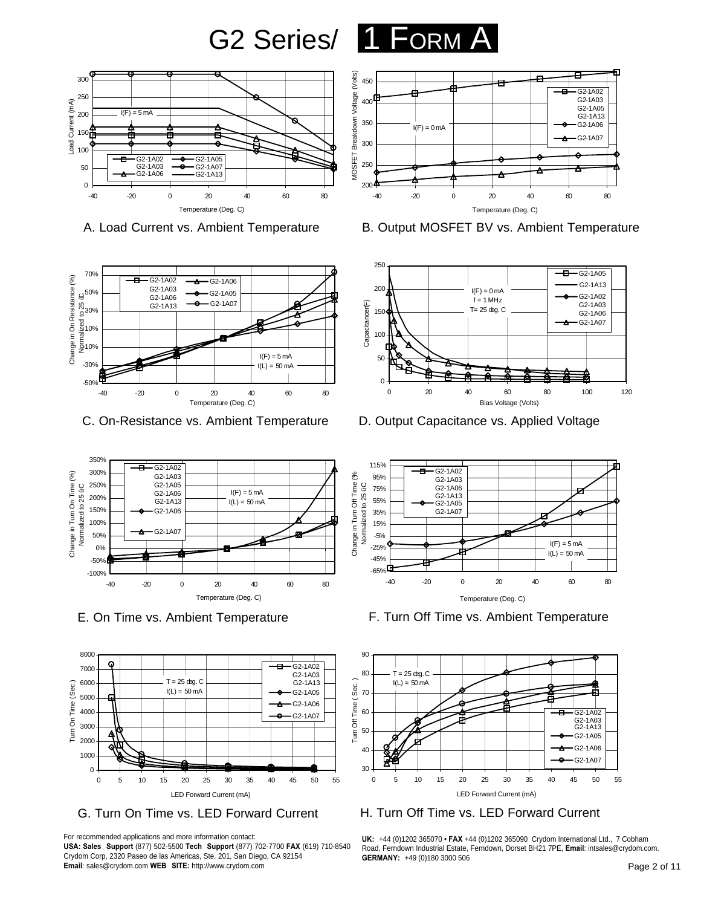# G2 Series/ 1 Form A

300
250
200
150
100
50
0
Load Current (mA)
I(F) = 5 mA
G2-1A02
G2-1A03
G2-1A06
G2-1A05
G2-1A07
G2-1A13
-40 -20 0 20 40 60 80
Temperature (Deg. C)

A. Load Current vs. Ambient Temperature

450
400
350
300
250
200
MOSFET Breakdown Voltage (Volts)
I(F) = 0 mA
G2-1A02
G2-1A03
G2-1A05
G2-1A13
G2-1A06
G2-1A07
-40 -20 0 20 40 60 80
Temperature (Deg. C)

B. Output MOSFET BV vs. Ambient Temperature

70%
50%
30%
10%
-10%
-30%
-50%
Change in On Resistance (%) Normalized to 25 ûC
G2-1A02
G2-1A03
G2-1A06
G2-1A13
G2-1A06
G2-1A05
G2-1A07
I(F) = 5 mA
I(L) = 50 mA
-40 -20 0 20 40 60 80
Temperature (Deg. C)

C. On-Resistance vs. Ambient Temperature

250
200
150
100
50
0
Capacitance (pF)
I(F) = 0 mA
f = 1 MHz
T= 25 deg. C
G2-1A05
G2-1A13
G2-1A02
G2-1A03
G2-1A06
G2-1A07
0 20 40 60 80 100 120
Bias Voltage (Volts)

D. Output Capacitance vs. Applied Voltage

350%
300%
250%
200%
150%
100%
50%
0%
-50%
-100%
Change in Turn On Time (%) Normalized to 25 ûC
G2-1A02
G2-1A03
G2-1A05
G2-1A06
G2-1A13
G2-1A06
G2-1A07
I(F) = 5 mA
I(L) = 50 mA
-40 -20 0 20 40 60 80
Temperature (Deg. C)

E. On Time vs. Ambient Temperature

115%
95%
75%
55%
35%
15%
-5%
-25%
-45%
-65%
Change in Turn Off Time (%) Normalized to 25 ûC
G2-1A02
G2-1A03
G2-1A06
G2-1A13
G2-1A05
G2-1A07
I(F) = 5 mA
I(L) = 50 mA
-40 -20 0 20 40 60 80
Temperature (Deg. C)

F. Turn Off Time vs. Ambient Temperature

8000
7000
6000
5000
4000
3000
2000
1000
0
Turn On Time (Sec.)
T = 25 deg. C
I(L) = 50 mA
G2-1A02
G2-1A03
G2-1A13
G2-1A05
G2-1A06
G2-1A07
0 5 10 15 20 25 30 35 40 45 50 55
LED Forward Current (mA)

G. Turn On Time vs. LED Forward Current

90
80
70
60
50
40
30
Turn Off Time ( Sec. )
T = 25 deg. C
I(L) = 50 mA
G2-1A02
G2-1A03
G2-1A13
G2-1A05
G2-1A06
G2-1A07
0 5 10 15 20 25 30 35 40 45 50 55
LED Forward Current (mA)

H. Turn Off Time vs. LED Forward Current

For recommended applications and more information contact:
**USA: Sales Support** (877) 502-5500 **Tech Support** (877) 702-7700 **FAX** (619) 710-8540
Crydom Corp, 2320 Paseo de las Americas, Ste. 201, San Diego, CA 92154
**Email**: sales@crydom.com **WEB SITE:** http://www.crydom.com

**UK:** +44 (0)1202 365070 • **FAX** +44 (0)1202 365090 Crydom International Ltd., 7 Cobham Road, Ferndown Industrial Estate, Ferndown, Dorset BH21 7PE, **Email**: intsales@crydom.com.
**GERMANY:** +49 (0)180 3000 506